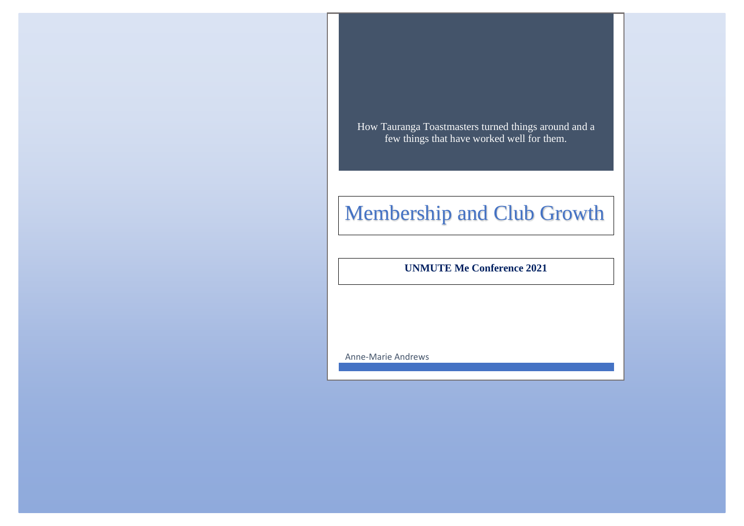How Tauranga Toastmasters turned things around and a few things that have worked well for them.

# Membership and Club Growth

**UNMUTE Me Conference 2021**

Anne-Marie Andrews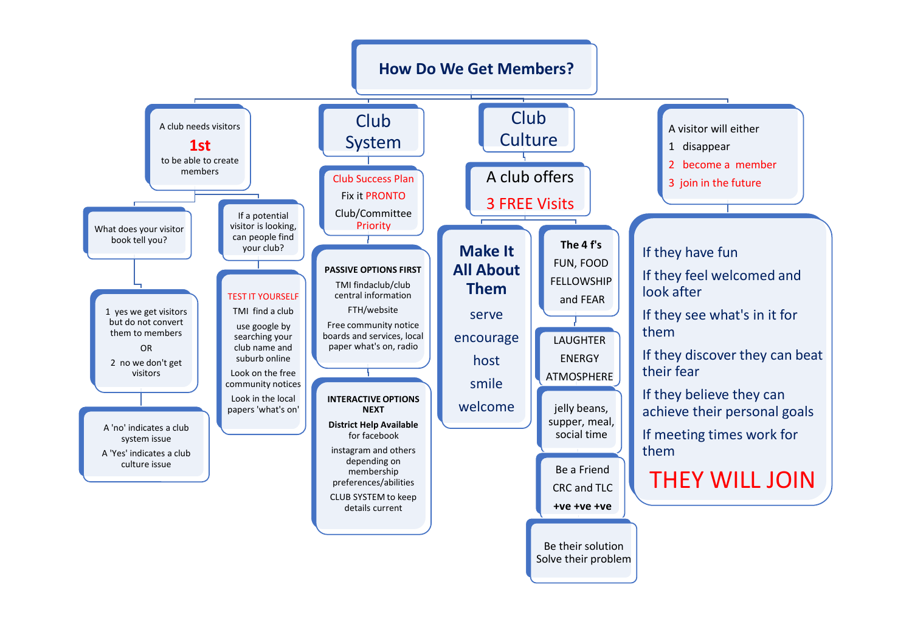# How Do We Get Members?

## A club needs visitors 1st to be able to create members

- What does your visitor book tell you?
  - 1 yes we get visitors but do not convert them to members
    OR
    2 no we don't get visitors
    - A 'no' indicates a club system issue
      A 'Yes' indicates a club culture issue
- If a potential visitor is looking, can people find your club?
  - TEST IT YOURSELF
    TMI find a club
    use google by searching your club name and suburb online
    Look on the free community notices
    Look in the local papers 'what's on'

## Club System

- Club Success Plan
  Fix it PRONTO
  Club/Committee Priority
- **PASSIVE OPTIONS FIRST**
  TMI findaclub/club central information
  FTH/website
  Free community notice boards and services, local paper what's on, radio
- **INTERACTIVE OPTIONS NEXT**
  **District Help Available** for facebook
  instagram and others depending on membership preferences/abilities
  CLUB SYSTEM to keep details current

## Club Culture

A club offers 3 FREE Visits

- **Make It All About Them**
  serve
  encourage
  host
  smile
  welcome
- **The 4 f's**
  FUN, FOOD
  FELLOWSHIP
  and FEAR
  - LAUGHTER
    ENERGY
    ATMOSPHERE
  - jelly beans, supper, meal, social time
  - Be a Friend
    CRC and TLC
    **+ve +ve +ve**
  - Be their solution
    Solve their problem

## A visitor will either

1 disappear
2 become a member
3 join in the future

If they have fun
If they feel welcomed and look after
If they see what's in it for them
If they discover they can beat their fear
If they believe they can achieve their personal goals
If meeting times work for them

**THEY WILL JOIN**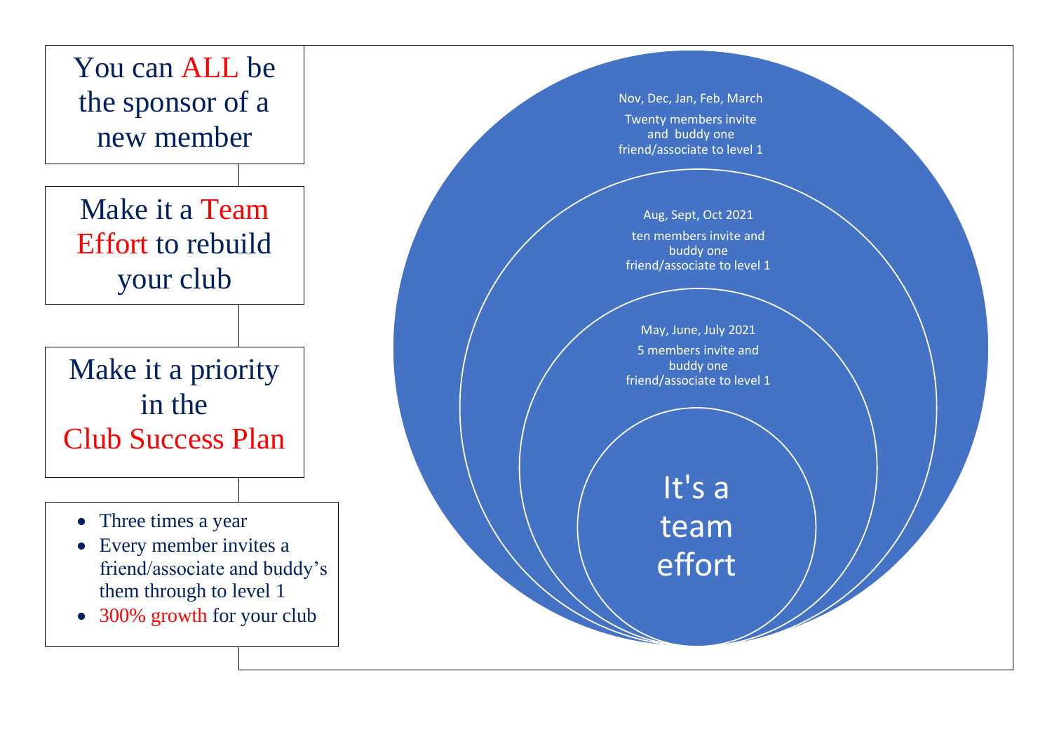You can ALL be the sponsor of a new member

Make it a Team Effort to rebuild your club

Make it a priority in the Club Success Plan

- Three times a year
- Every member invites a friend/associate and buddy's them through to level 1
- 300% growth for your club

Nov, Dec, Jan, Feb, March

Twenty members invite and buddy one friend/associate to level 1

Aug, Sept, Oct 2021

ten members invite and buddy one friend/associate to level 1

May, June, July 2021

5 members invite and buddy one friend/associate to level 1

It's a team effort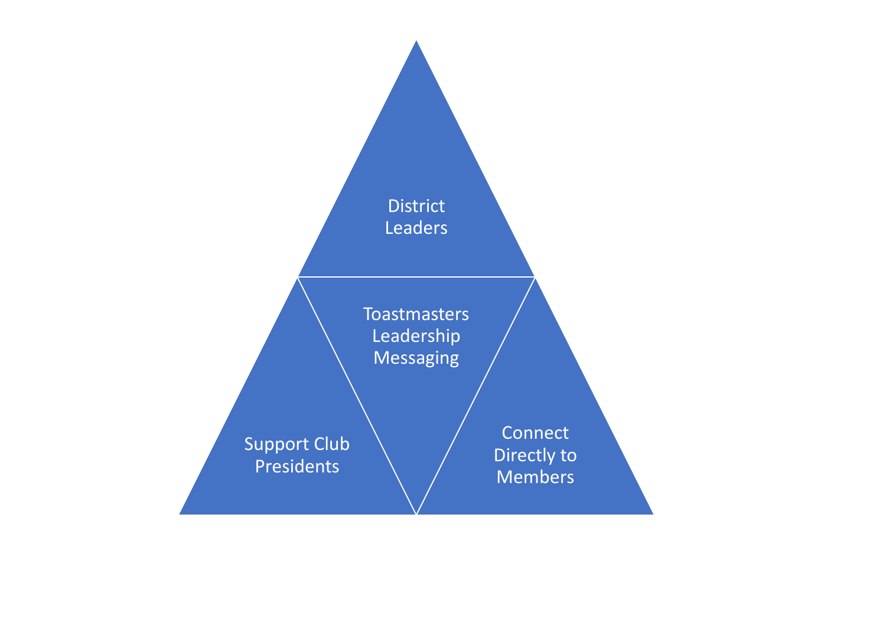District Leaders

Toastmasters Leadership Messaging

Support Club Presidents

Connect Directly to Members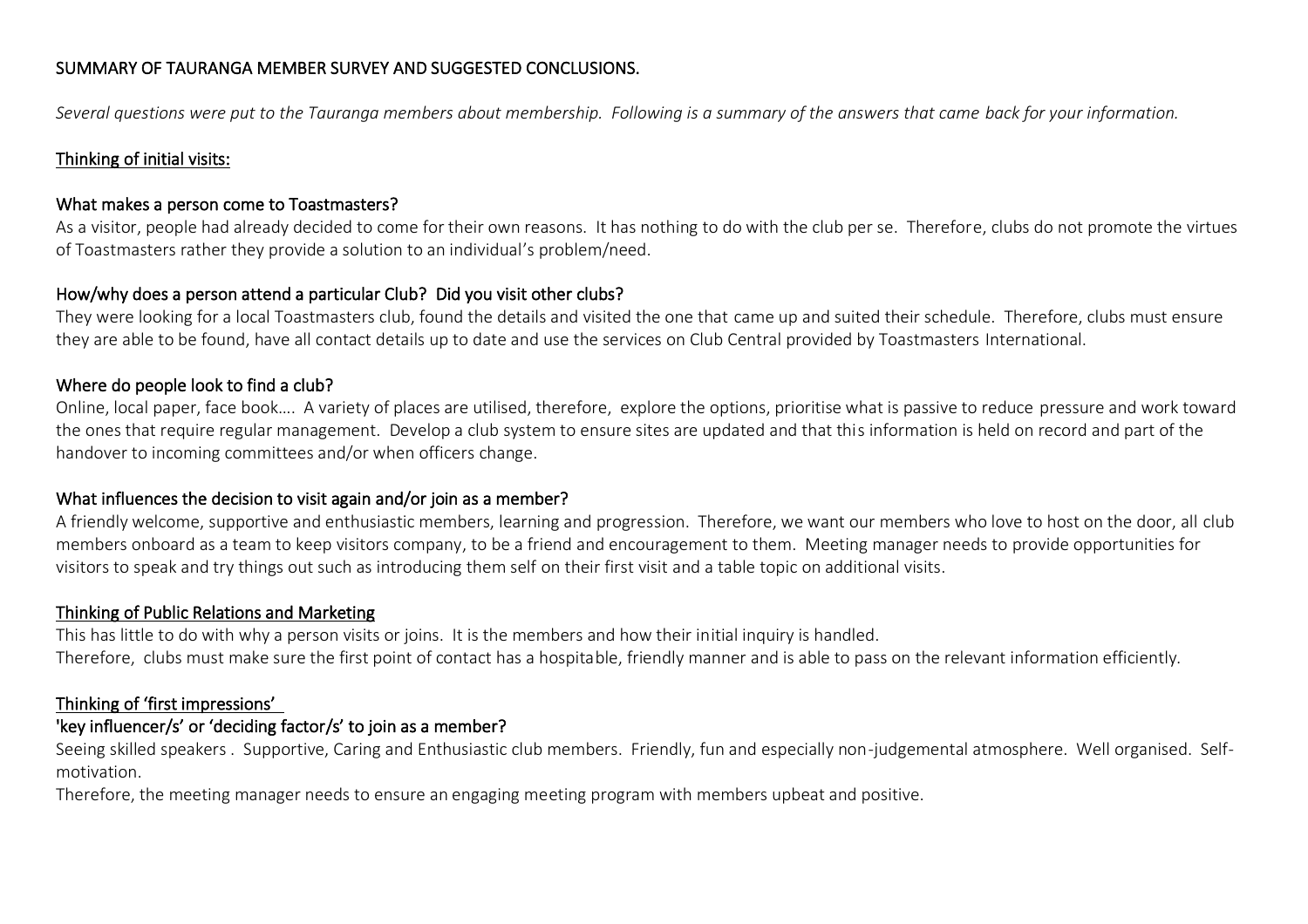## SUMMARY OF TAURANGA MEMBER SURVEY AND SUGGESTED CONCLUSIONS.

*Several questions were put to the Tauranga members about membership. Following is a summary of the answers that came back for your information.*

### Thinking of initial visits:

#### What makes a person come to Toastmasters?

As a visitor, people had already decided to come for their own reasons. It has nothing to do with the club per se. Therefore, clubs do not promote the virtues of Toastmasters rather they provide a solution to an individual's problem/need.

#### How/why does a person attend a particular Club? Did you visit other clubs?

They were looking for a local Toastmasters club, found the details and visited the one that came up and suited their schedule. Therefore, clubs must ensure they are able to be found, have all contact details up to date and use the services on Club Central provided by Toastmasters International.

#### Where do people look to find a club?

Online, local paper, face book…. A variety of places are utilised, therefore, explore the options, prioritise what is passive to reduce pressure and work toward the ones that require regular management. Develop a club system to ensure sites are updated and that this information is held on record and part of the handover to incoming committees and/or when officers change.

#### What influences the decision to visit again and/or join as a member?

A friendly welcome, supportive and enthusiastic members, learning and progression. Therefore, we want our members who love to host on the door, all club members onboard as a team to keep visitors company, to be a friend and encouragement to them. Meeting manager needs to provide opportunities for visitors to speak and try things out such as introducing them self on their first visit and a table topic on additional visits.

### Thinking of Public Relations and Marketing

This has little to do with why a person visits or joins. It is the members and how their initial inquiry is handled.
Therefore, clubs must make sure the first point of contact has a hospitable, friendly manner and is able to pass on the relevant information efficiently.

### Thinking of 'first impressions'

#### 'key influencer/s' or 'deciding factor/s' to join as a member?

Seeing skilled speakers . Supportive, Caring and Enthusiastic club members. Friendly, fun and especially non-judgemental atmosphere. Well organised. Self-motivation.
Therefore, the meeting manager needs to ensure an engaging meeting program with members upbeat and positive.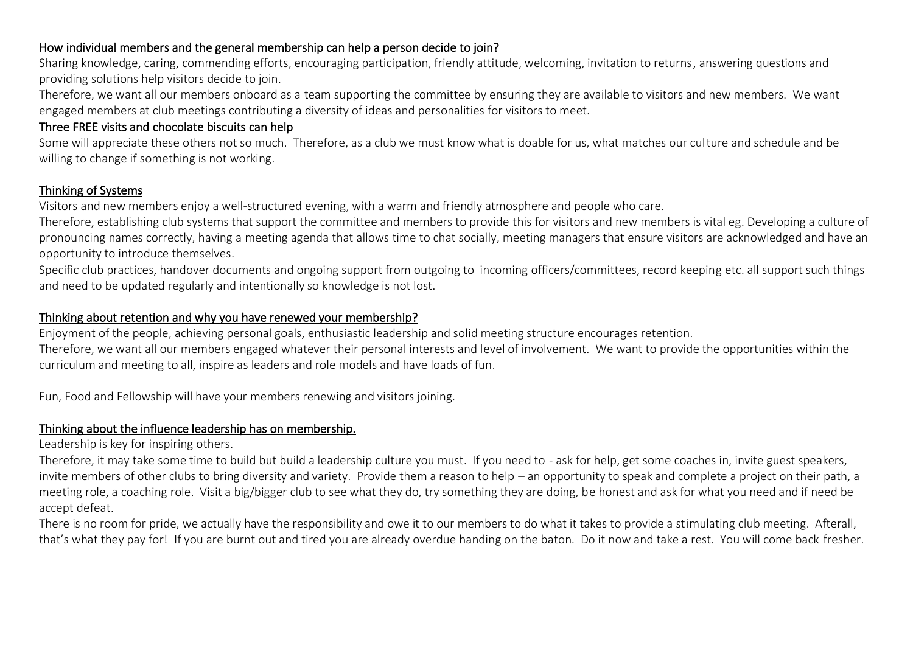### How individual members and the general membership can help a person decide to join?

Sharing knowledge, caring, commending efforts, encouraging participation, friendly attitude, welcoming, invitation to returns, answering questions and providing solutions help visitors decide to join.

Therefore, we want all our members onboard as a team supporting the committee by ensuring they are available to visitors and new members. We want engaged members at club meetings contributing a diversity of ideas and personalities for visitors to meet.

### Three FREE visits and chocolate biscuits can help

Some will appreciate these others not so much. Therefore, as a club we must know what is doable for us, what matches our culture and schedule and be willing to change if something is not working.

### Thinking of Systems

Visitors and new members enjoy a well-structured evening, with a warm and friendly atmosphere and people who care.

Therefore, establishing club systems that support the committee and members to provide this for visitors and new members is vital eg. Developing a culture of pronouncing names correctly, having a meeting agenda that allows time to chat socially, meeting managers that ensure visitors are acknowledged and have an opportunity to introduce themselves.

Specific club practices, handover documents and ongoing support from outgoing to incoming officers/committees, record keeping etc. all support such things and need to be updated regularly and intentionally so knowledge is not lost.

### Thinking about retention and why you have renewed your membership?

Enjoyment of the people, achieving personal goals, enthusiastic leadership and solid meeting structure encourages retention.

Therefore, we want all our members engaged whatever their personal interests and level of involvement. We want to provide the opportunities within the curriculum and meeting to all, inspire as leaders and role models and have loads of fun.

Fun, Food and Fellowship will have your members renewing and visitors joining.

### Thinking about the influence leadership has on membership.

Leadership is key for inspiring others.

Therefore, it may take some time to build but build a leadership culture you must. If you need to - ask for help, get some coaches in, invite guest speakers, invite members of other clubs to bring diversity and variety. Provide them a reason to help – an opportunity to speak and complete a project on their path, a meeting role, a coaching role. Visit a big/bigger club to see what they do, try something they are doing, be honest and ask for what you need and if need be accept defeat.

There is no room for pride, we actually have the responsibility and owe it to our members to do what it takes to provide a stimulating club meeting. Afterall, that's what they pay for! If you are burnt out and tired you are already overdue handing on the baton. Do it now and take a rest. You will come back fresher.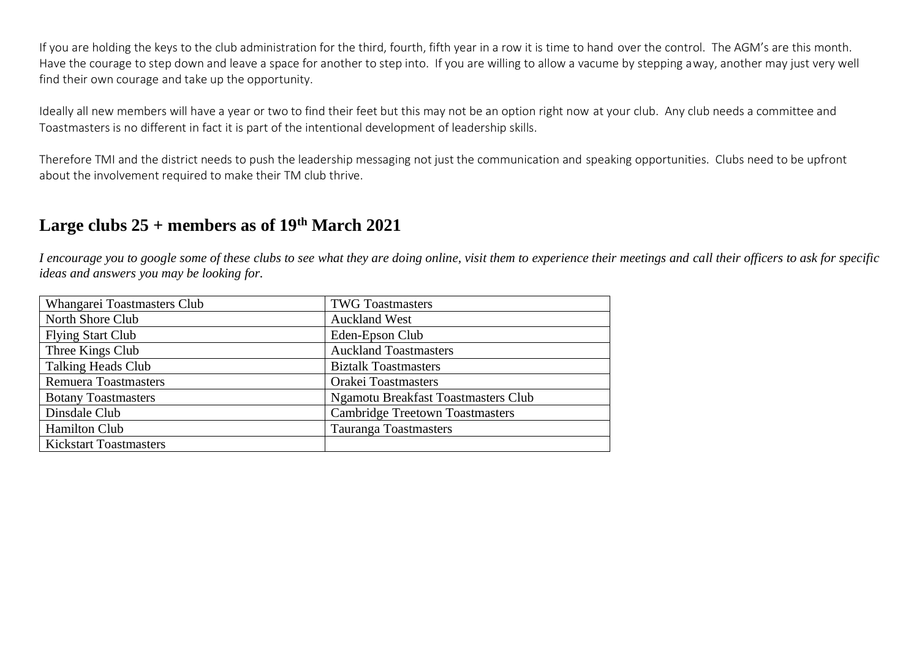If you are holding the keys to the club administration for the third, fourth, fifth year in a row it is time to hand over the control. The AGM's are this month. Have the courage to step down and leave a space for another to step into. If you are willing to allow a vacume by stepping away, another may just very well find their own courage and take up the opportunity.

Ideally all new members will have a year or two to find their feet but this may not be an option right now at your club. Any club needs a committee and Toastmasters is no different in fact it is part of the intentional development of leadership skills.

Therefore TMI and the district needs to push the leadership messaging not just the communication and speaking opportunities. Clubs need to be upfront about the involvement required to make their TM club thrive.

## Large clubs 25 + members as of 19th March 2021

*I encourage you to google some of these clubs to see what they are doing online, visit them to experience their meetings and call their officers to ask for specific ideas and answers you may be looking for.*

| | |
|---|---|
| Whangarei Toastmasters Club | TWG Toastmasters |
| North Shore Club | Auckland West |
| Flying Start Club | Eden-Epson Club |
| Three Kings Club | Auckland Toastmasters |
| Talking Heads Club | Biztalk Toastmasters |
| Remuera Toastmasters | Orakei Toastmasters |
| Botany Toastmasters | Ngamotu Breakfast Toastmasters Club |
| Dinsdale Club | Cambridge Treetown Toastmasters |
| Hamilton Club | Tauranga Toastmasters |
| Kickstart Toastmasters | |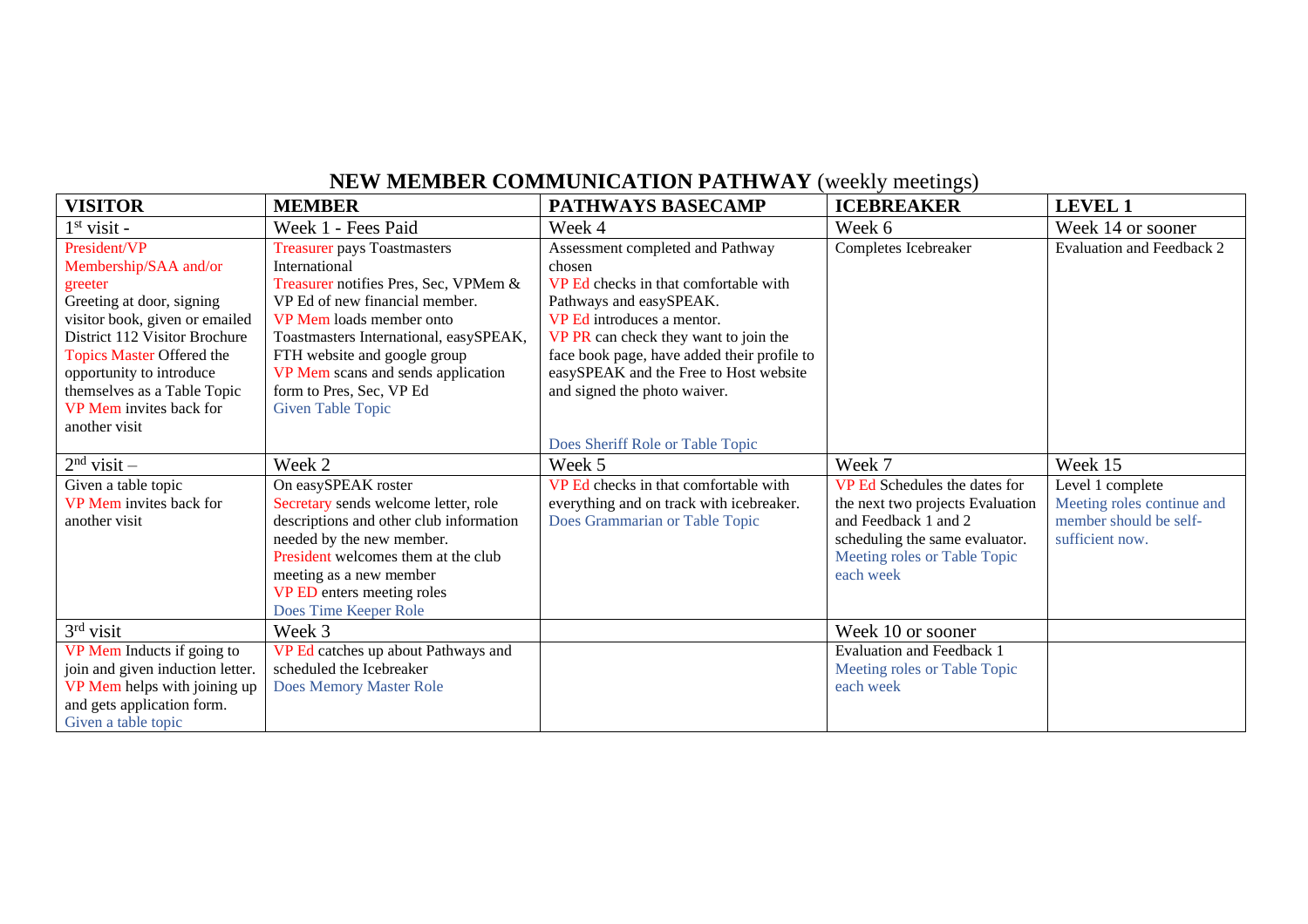# NEW MEMBER COMMUNICATION PATHWAY (weekly meetings)

| VISITOR | MEMBER | PATHWAYS BASECAMP | ICEBREAKER | LEVEL 1 |
|---|---|---|---|---|
| 1st visit - | Week 1 - Fees Paid | Week 4 | Week 6 | Week 14 or sooner |
| President/VP Membership/SAA and/or greeter Greeting at door, signing visitor book, given or emailed District 112 Visitor Brochure Topics Master Offered the opportunity to introduce themselves as a Table Topic VP Mem invites back for another visit | Treasurer pays Toastmasters International Treasurer notifies Pres, Sec, VPMem & VP Ed of new financial member. VP Mem loads member onto Toastmasters International, easySPEAK, FTH website and google group VP Mem scans and sends application form to Pres, Sec, VP Ed Given Table Topic | Assessment completed and Pathway chosen VP Ed checks in that comfortable with Pathways and easySPEAK. VP Ed introduces a mentor. VP PR can check they want to join the face book page, have added their profile to easySPEAK and the Free to Host website and signed the photo waiver. Does Sheriff Role or Table Topic | Completes Icebreaker | Evaluation and Feedback 2 |
| 2nd visit – | Week 2 | Week 5 | Week 7 | Week 15 |
| Given a table topic VP Mem invites back for another visit | On easySPEAK roster Secretary sends welcome letter, role descriptions and other club information needed by the new member. President welcomes them at the club meeting as a new member VP ED enters meeting roles Does Time Keeper Role | VP Ed checks in that comfortable with everything and on track with icebreaker. Does Grammarian or Table Topic | VP Ed Schedules the dates for the next two projects Evaluation and Feedback 1 and 2 scheduling the same evaluator. Meeting roles or Table Topic each week | Level 1 complete Meeting roles continue and member should be self-sufficient now. |
| 3rd visit | Week 3 | | Week 10 or sooner | |
| VP Mem Inducts if going to join and given induction letter. VP Mem helps with joining up and gets application form. Given a table topic | VP Ed catches up about Pathways and scheduled the Icebreaker Does Memory Master Role | | Evaluation and Feedback 1 Meeting roles or Table Topic each week | |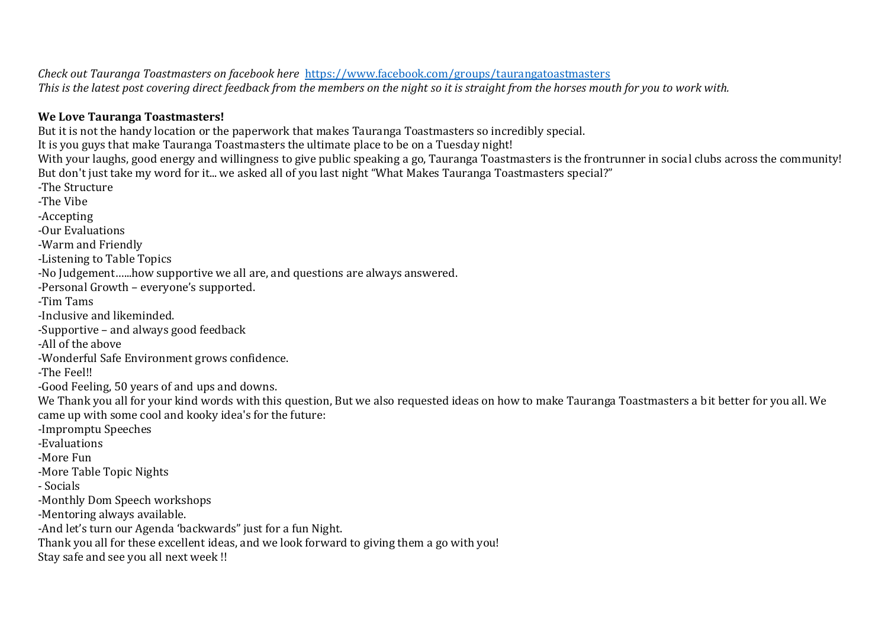*Check out Tauranga Toastmasters on facebook here* https://www.facebook.com/groups/taurangatoastmasters
*This is the latest post covering direct feedback from the members on the night so it is straight from the horses mouth for you to work with.*

**We Love Tauranga Toastmasters!**

But it is not the handy location or the paperwork that makes Tauranga Toastmasters so incredibly special.
It is you guys that make Tauranga Toastmasters the ultimate place to be on a Tuesday night!
With your laughs, good energy and willingness to give public speaking a go, Tauranga Toastmasters is the frontrunner in social clubs across the community!
But don't just take my word for it... we asked all of you last night “What Makes Tauranga Toastmasters special?”

-The Structure
-The Vibe
-Accepting
-Our Evaluations
-Warm and Friendly
-Listening to Table Topics
-No Judgement…...how supportive we all are, and questions are always answered.
-Personal Growth – everyone’s supported.
-Tim Tams
-Inclusive and likeminded.
-Supportive – and always good feedback
-All of the above
-Wonderful Safe Environment grows confidence.
-The Feel!!
-Good Feeling, 50 years of and ups and downs.

We Thank you all for your kind words with this question, But we also requested ideas on how to make Tauranga Toastmasters a bit better for you all. We came up with some cool and kooky idea's for the future:

-Impromptu Speeches
-Evaluations
-More Fun
-More Table Topic Nights
- Socials
-Monthly Dom Speech workshops
-Mentoring always available.
-And let’s turn our Agenda ‘backwards” just for a fun Night.

Thank you all for these excellent ideas, and we look forward to giving them a go with you!
Stay safe and see you all next week !!